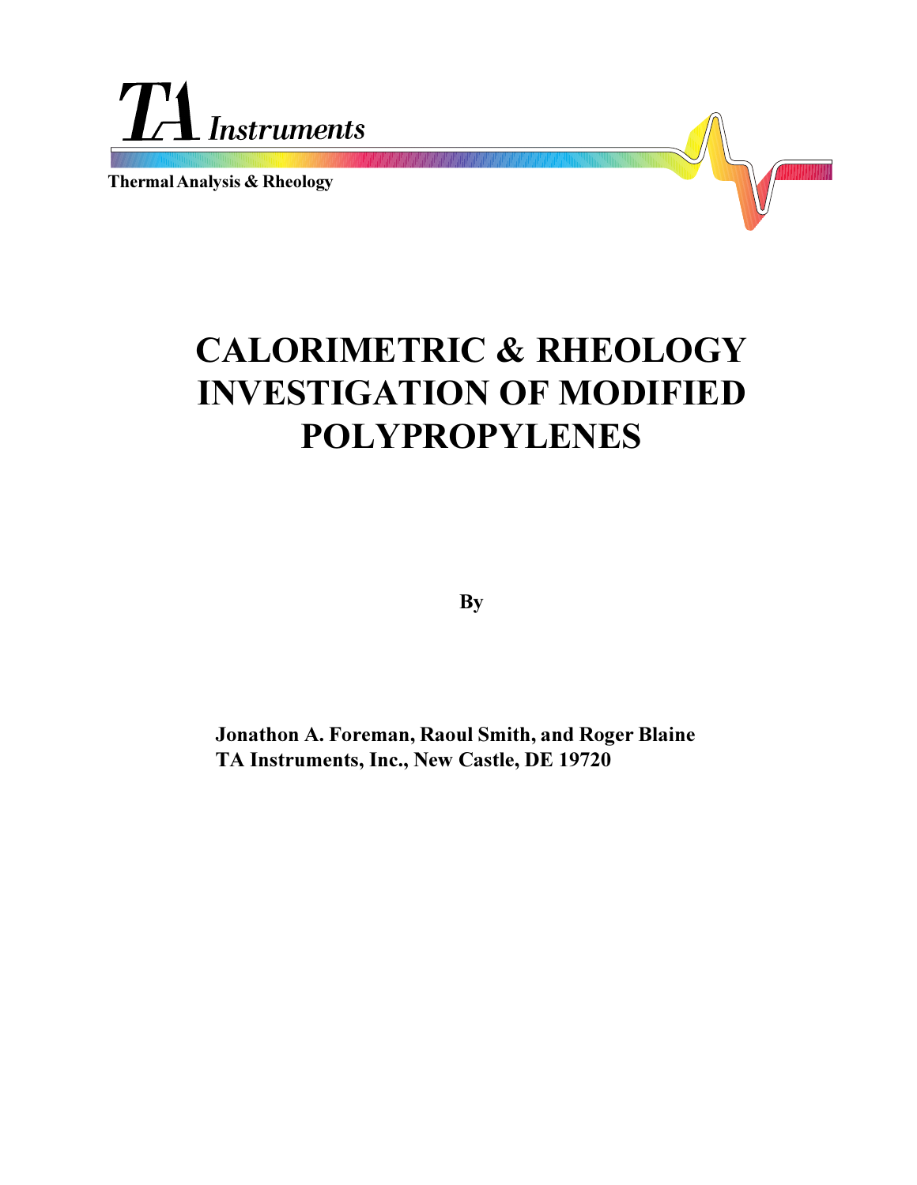TA Instruments

Thermal Analysis & Rheology

# CALORIMETRIC & RHEOLOGY INVESTIGATION OF MODIFIED POLYPROPYLENES

**By**

**Jonathon A. Foreman, Raoul Smith, and Roger Blaine**
**TA Instruments, Inc., New Castle, DE 19720**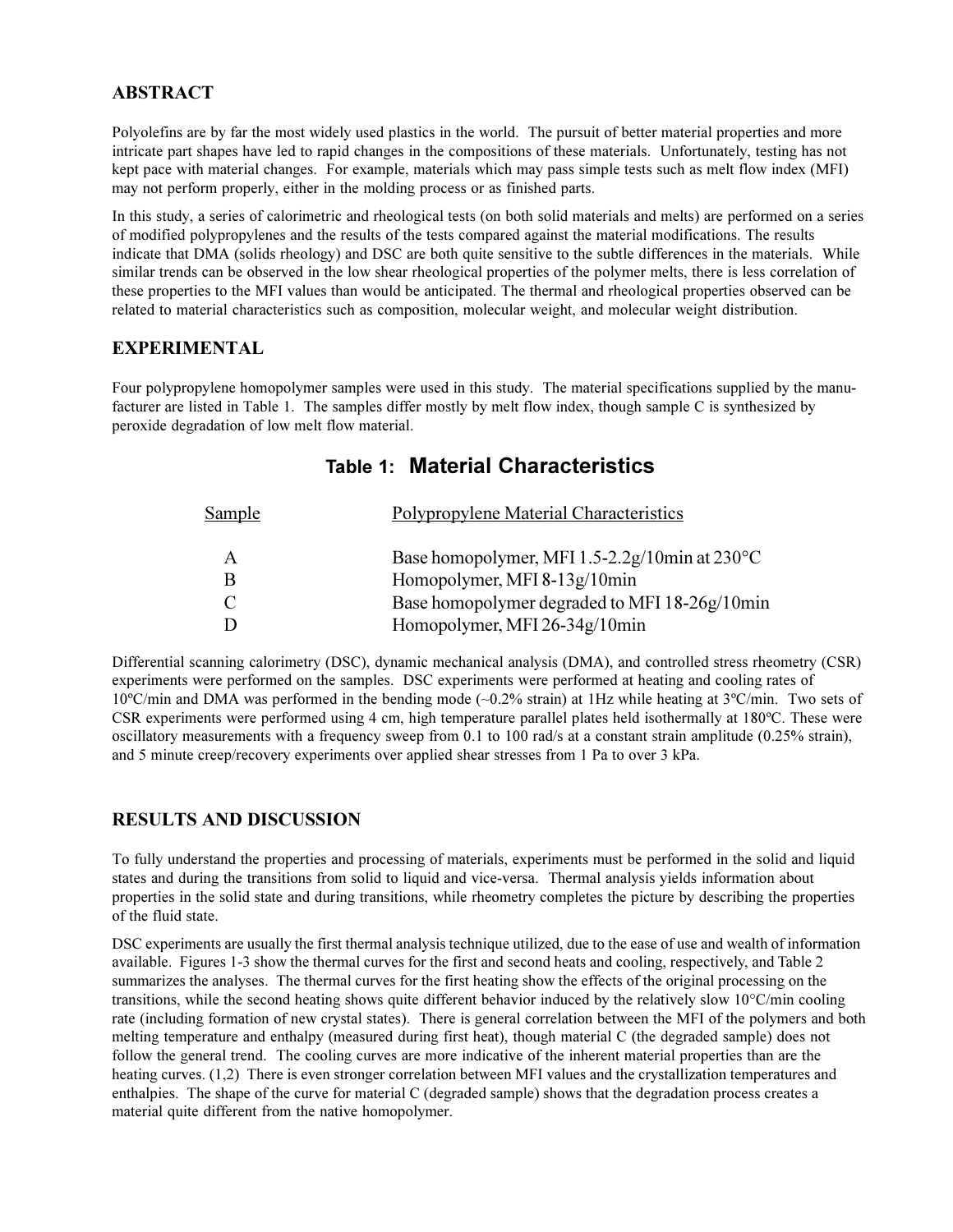## ABSTRACT

Polyolefins are by far the most widely used plastics in the world. The pursuit of better material properties and more intricate part shapes have led to rapid changes in the compositions of these materials. Unfortunately, testing has not kept pace with material changes. For example, materials which may pass simple tests such as melt flow index (MFI) may not perform properly, either in the molding process or as finished parts.

In this study, a series of calorimetric and rheological tests (on both solid materials and melts) are performed on a series of modified polypropylenes and the results of the tests compared against the material modifications. The results indicate that DMA (solids rheology) and DSC are both quite sensitive to the subtle differences in the materials. While similar trends can be observed in the low shear rheological properties of the polymer melts, there is less correlation of these properties to the MFI values than would be anticipated. The thermal and rheological properties observed can be related to material characteristics such as composition, molecular weight, and molecular weight distribution.

## EXPERIMENTAL

Four polypropylene homopolymer samples were used in this study. The material specifications supplied by the manufacturer are listed in Table 1. The samples differ mostly by melt flow index, though sample C is synthesized by peroxide degradation of low melt flow material.

### Table 1: Material Characteristics

| Sample | Polypropylene Material Characteristics |
|---|---|
| A | Base homopolymer, MFI 1.5-2.2g/10min at 230°C |
| B | Homopolymer, MFI 8-13g/10min |
| C | Base homopolymer degraded to MFI 18-26g/10min |
| D | Homopolymer, MFI 26-34g/10min |

Differential scanning calorimetry (DSC), dynamic mechanical analysis (DMA), and controlled stress rheometry (CSR) experiments were performed on the samples. DSC experiments were performed at heating and cooling rates of 10ºC/min and DMA was performed in the bending mode (~0.2% strain) at 1Hz while heating at 3ºC/min. Two sets of CSR experiments were performed using 4 cm, high temperature parallel plates held isothermally at 180ºC. These were oscillatory measurements with a frequency sweep from 0.1 to 100 rad/s at a constant strain amplitude (0.25% strain), and 5 minute creep/recovery experiments over applied shear stresses from 1 Pa to over 3 kPa.

## RESULTS AND DISCUSSION

To fully understand the properties and processing of materials, experiments must be performed in the solid and liquid states and during the transitions from solid to liquid and vice-versa. Thermal analysis yields information about properties in the solid state and during transitions, while rheometry completes the picture by describing the properties of the fluid state.

DSC experiments are usually the first thermal analysis technique utilized, due to the ease of use and wealth of information available. Figures 1-3 show the thermal curves for the first and second heats and cooling, respectively, and Table 2 summarizes the analyses. The thermal curves for the first heating show the effects of the original processing on the transitions, while the second heating shows quite different behavior induced by the relatively slow 10°C/min cooling rate (including formation of new crystal states). There is general correlation between the MFI of the polymers and both melting temperature and enthalpy (measured during first heat), though material C (the degraded sample) does not follow the general trend. The cooling curves are more indicative of the inherent material properties than are the heating curves. (1,2) There is even stronger correlation between MFI values and the crystallization temperatures and enthalpies. The shape of the curve for material C (degraded sample) shows that the degradation process creates a material quite different from the native homopolymer.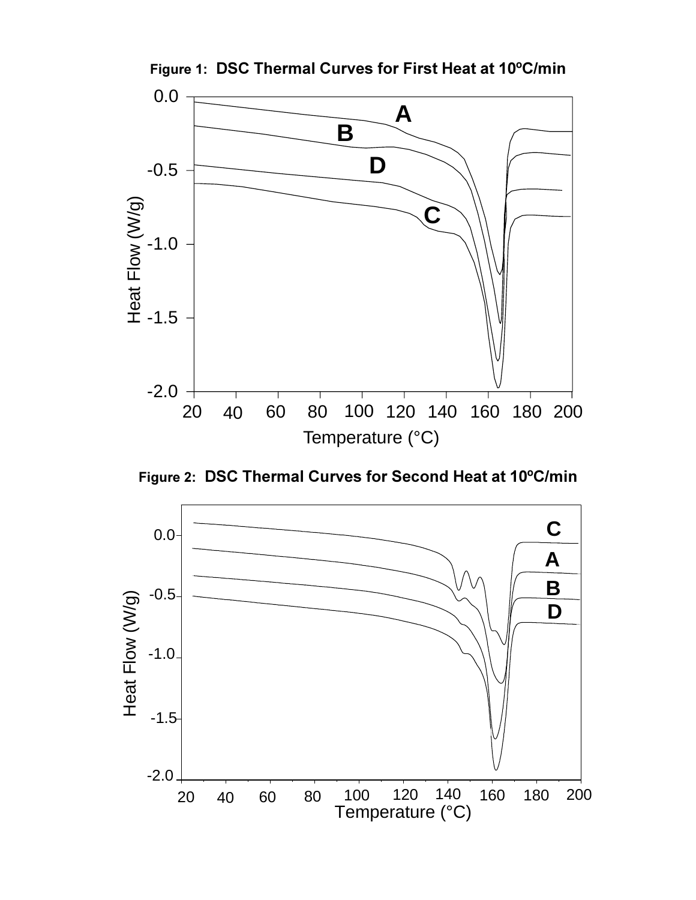**Figure 1: DSC Thermal Curves for First Heat at 10ºC/min**

**Figure 2: DSC Thermal Curves for Second Heat at 10ºC/min**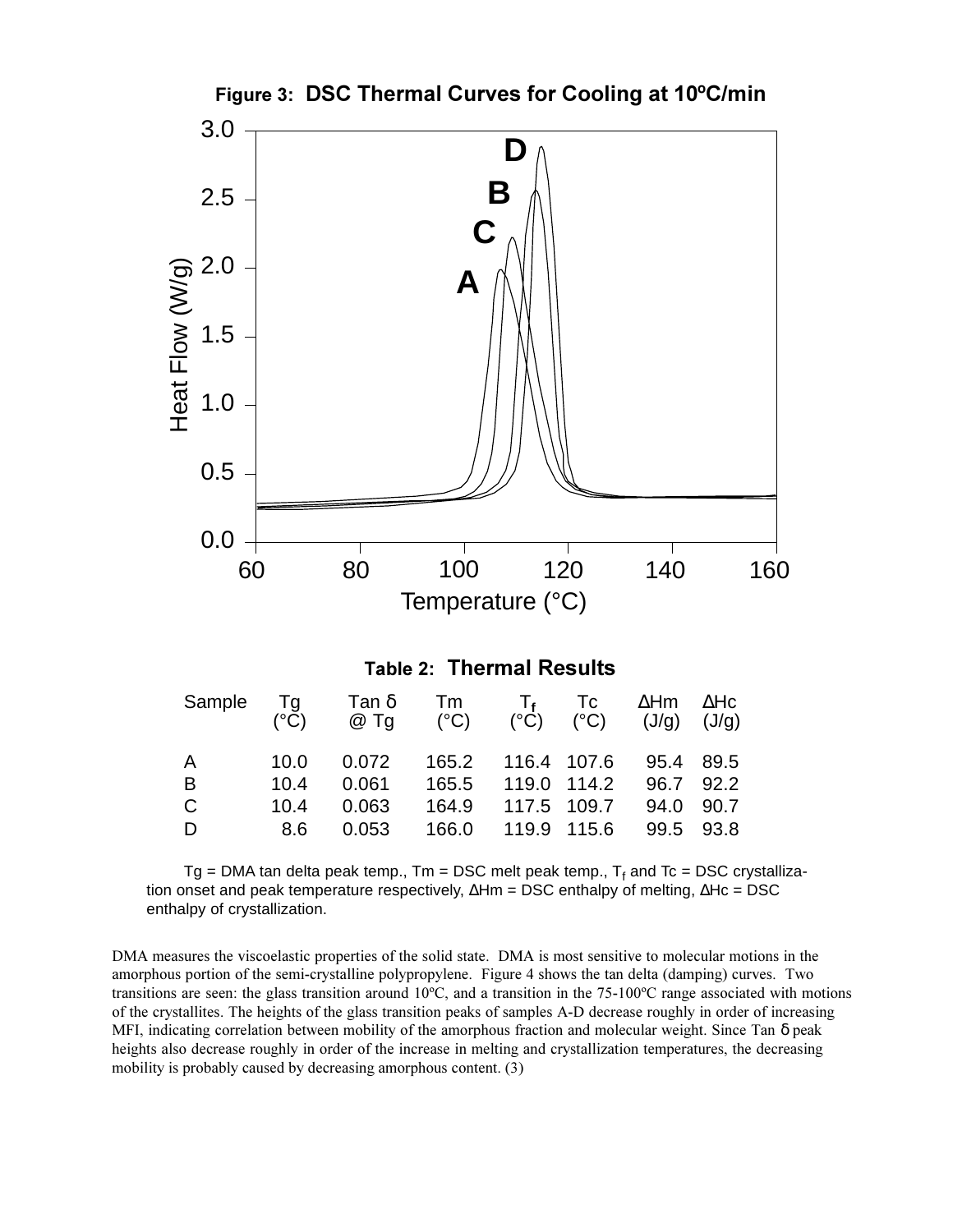**Figure 3: DSC Thermal Curves for Cooling at 10ºC/min**

**Table 2: Thermal Results**

| Sample | Tg (°C) | Tan δ @ Tg | Tm (°C) | $T_f$ (°C) | Tc (°C) | ΔHm (J/g) | ΔHc (J/g) |
|---|---|---|---|---|---|---|---|
| A | 10.0 | 0.072 | 165.2 | 116.4 | 107.6 | 95.4 | 89.5 |
| B | 10.4 | 0.061 | 165.5 | 119.0 | 114.2 | 96.7 | 92.2 |
| C | 10.4 | 0.063 | 164.9 | 117.5 | 109.7 | 94.0 | 90.7 |
| D | 8.6 | 0.053 | 166.0 | 119.9 | 115.6 | 99.5 | 93.8 |

Tg = DMA tan delta peak temp., Tm = DSC melt peak temp., $T_f$ and Tc = DSC crystallization onset and peak temperature respectively, ΔHm = DSC enthalpy of melting, ΔHc = DSC enthalpy of crystallization.

DMA measures the viscoelastic properties of the solid state. DMA is most sensitive to molecular motions in the amorphous portion of the semi-crystalline polypropylene. Figure 4 shows the tan delta (damping) curves. Two transitions are seen: the glass transition around 10ºC, and a transition in the 75-100ºC range associated with motions of the crystallites. The heights of the glass transition peaks of samples A-D decrease roughly in order of increasing MFI, indicating correlation between mobility of the amorphous fraction and molecular weight. Since Tan δ peak heights also decrease roughly in order of the increase in melting and crystallization temperatures, the decreasing mobility is probably caused by decreasing amorphous content. (3)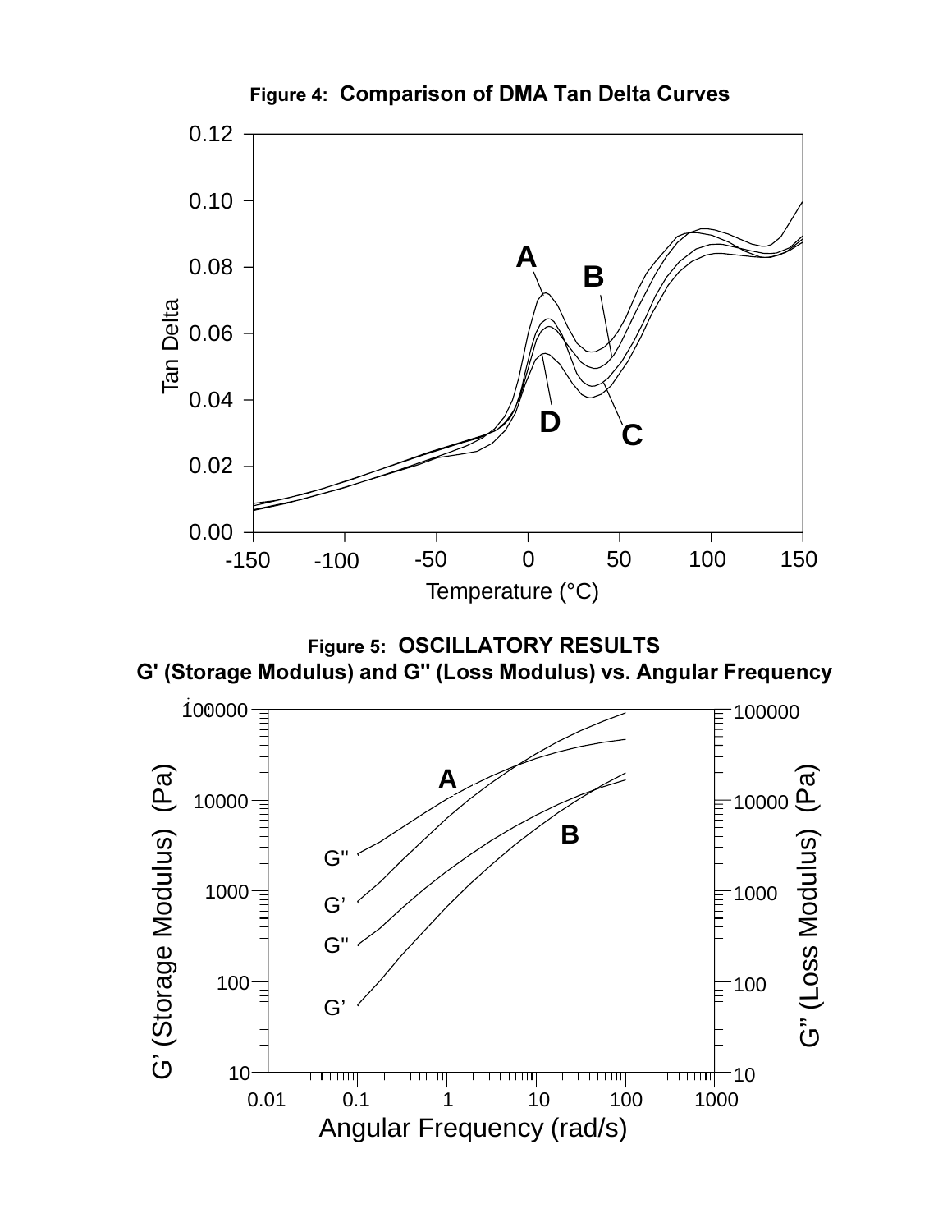**Figure 4: Comparison of DMA Tan Delta Curves**

**Figure 5: OSCILLATORY RESULTS**
**G' (Storage Modulus) and G" (Loss Modulus) vs. Angular Frequency**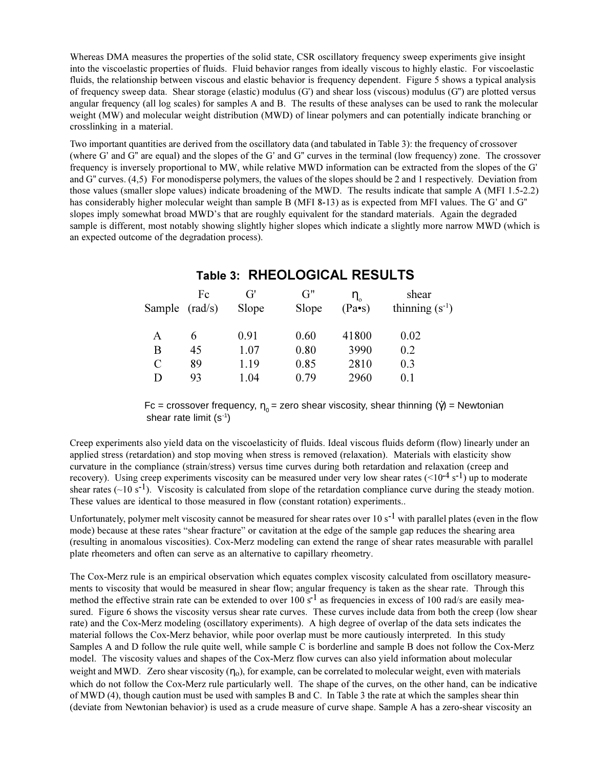Whereas DMA measures the properties of the solid state, CSR oscillatory frequency sweep experiments give insight into the viscoelastic properties of fluids. Fluid behavior ranges from ideally viscous to highly elastic. For viscoelastic fluids, the relationship between viscous and elastic behavior is frequency dependent. Figure 5 shows a typical analysis of frequency sweep data. Shear storage (elastic) modulus (G') and shear loss (viscous) modulus (G") are plotted versus angular frequency (all log scales) for samples A and B. The results of these analyses can be used to rank the molecular weight (MW) and molecular weight distribution (MWD) of linear polymers and can potentially indicate branching or crosslinking in a material.

Two important quantities are derived from the oscillatory data (and tabulated in Table 3): the frequency of crossover (where G' and G" are equal) and the slopes of the G' and G" curves in the terminal (low frequency) zone. The crossover frequency is inversely proportional to MW, while relative MWD information can be extracted from the slopes of the G' and G" curves. (4,5) For monodisperse polymers, the values of the slopes should be 2 and 1 respectively. Deviation from those values (smaller slope values) indicate broadening of the MWD. The results indicate that sample A (MFI 1.5-2.2) has considerably higher molecular weight than sample B (MFI 8-13) as is expected from MFI values. The G' and G" slopes imply somewhat broad MWD's that are roughly equivalent for the standard materials. Again the degraded sample is different, most notably showing slightly higher slopes which indicate a slightly more narrow MWD (which is an expected outcome of the degradation process).

**Table 3: RHEOLOGICAL RESULTS**

| Sample | Fc (rad/s) | G' Slope | G" Slope | $\eta_o$ (Pa•s) | shear thinning ($s^{-1}$) |
|---|---|---|---|---|---|
| A | 6 | 0.91 | 0.60 | 41800 | 0.02 |
| B | 45 | 1.07 | 0.80 | 3990 | 0.2 |
| C | 89 | 1.19 | 0.85 | 2810 | 0.3 |
| D | 93 | 1.04 | 0.79 | 2960 | 0.1 |

Fc = crossover frequency, $\eta_0$ = zero shear viscosity, shear thinning ($\dot{\gamma}$) = Newtonian shear rate limit ($s^{-1}$)

Creep experiments also yield data on the viscoelasticity of fluids. Ideal viscous fluids deform (flow) linearly under an applied stress (retardation) and stop moving when stress is removed (relaxation). Materials with elasticity show curvature in the compliance (strain/stress) versus time curves during both retardation and relaxation (creep and recovery). Using creep experiments viscosity can be measured under very low shear rates ($<10^{-4}$ $s^{-1}$) up to moderate shear rates (~10 $s^{-1}$). Viscosity is calculated from slope of the retardation compliance curve during the steady motion. These values are identical to those measured in flow (constant rotation) experiments..

Unfortunately, polymer melt viscosity cannot be measured for shear rates over 10 $s^{-1}$ with parallel plates (even in the flow mode) because at these rates "shear fracture" or cavitation at the edge of the sample gap reduces the shearing area (resulting in anomalous viscosities). Cox-Merz modeling can extend the range of shear rates measurable with parallel plate rheometers and often can serve as an alternative to capillary rheometry.

The Cox-Merz rule is an empirical observation which equates complex viscosity calculated from oscillatory measurements to viscosity that would be measured in shear flow; angular frequency is taken as the shear rate. Through this method the effective strain rate can be extended to over 100 $s^{-1}$ as frequencies in excess of 100 rad/s are easily measured. Figure 6 shows the viscosity versus shear rate curves. These curves include data from both the creep (low shear rate) and the Cox-Merz modeling (oscillatory experiments). A high degree of overlap of the data sets indicates the material follows the Cox-Merz behavior, while poor overlap must be more cautiously interpreted. In this study Samples A and D follow the rule quite well, while sample C is borderline and sample B does not follow the Cox-Merz model. The viscosity values and shapes of the Cox-Merz flow curves can also yield information about molecular weight and MWD. Zero shear viscosity ($\eta_o$), for example, can be correlated to molecular weight, even with materials which do not follow the Cox-Merz rule particularly well. The shape of the curves, on the other hand, can be indicative of MWD (4), though caution must be used with samples B and C. In Table 3 the rate at which the samples shear thin (deviate from Newtonian behavior) is used as a crude measure of curve shape. Sample A has a zero-shear viscosity an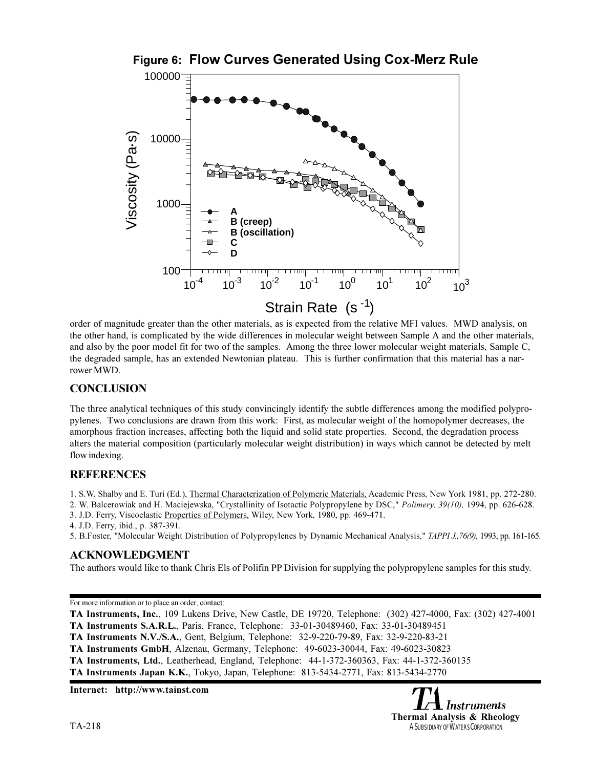**Figure 6: Flow Curves Generated Using Cox-Merz Rule**

Viscosity (Pa·s)

100000

10000

1000

100

Strain Rate ($s^{-1}$)

$10^{-4}$ $10^{-3}$ $10^{-2}$ $10^{-1}$ $10^{0}$ $10^{1}$ $10^{2}$ $10^{3}$

A

B (creep)

B (oscillation)

C

D

order of magnitude greater than the other materials, as is expected from the relative MFI values. MWD analysis, on the other hand, is complicated by the wide differences in molecular weight between Sample A and the other materials, and also by the poor model fit for two of the samples. Among the three lower molecular weight materials, Sample C, the degraded sample, has an extended Newtonian plateau. This is further confirmation that this material has a narrower MWD.

## CONCLUSION

The three analytical techniques of this study convincingly identify the subtle differences among the modified polypropylenes. Two conclusions are drawn from this work: First, as molecular weight of the homopolymer decreases, the amorphous fraction increases, affecting both the liquid and solid state properties. Second, the degradation process alters the material composition (particularly molecular weight distribution) in ways which cannot be detected by melt flow indexing.

## REFERENCES

1. S.W. Shalby and E. Turi (Ed.), Thermal Characterization of Polymeric Materials, Academic Press, New York 1981, pp. 272-280.
2. W. Balcerowiak and H. Maciejewska, "Crystallinity of Isotactic Polypropylene by DSC," *Polimery, 39(10),* 1994, pp. 626-628.
3. J.D. Ferry, Viscoelastic Properties of Polymers, Wiley, New York, 1980, pp. 469-471.
4. J.D. Ferry, ibid., p. 387-391.
5. B.Foster, "Molecular Weight Distribution of Polypropylenes by Dynamic Mechanical Analysis," *TAPPI J.,76(9),* 1993, pp. 161-165.

## ACKNOWLEDGMENT

The authors would like to thank Chris Els of Polifin PP Division for supplying the polypropylene samples for this study.

For more information or to place an order, contact:

**TA Instruments, Inc.**, 109 Lukens Drive, New Castle, DE 19720, Telephone: (302) 427-4000, Fax: (302) 427-4001
**TA Instruments S.A.R.L.**, Paris, France, Telephone: 33-01-30489460, Fax: 33-01-30489451
**TA Instruments N.V./S.A.**, Gent, Belgium, Telephone: 32-9-220-79-89, Fax: 32-9-220-83-21
**TA Instruments GmbH**, Alzenau, Germany, Telephone: 49-6023-30044, Fax: 49-6023-30823
**TA Instruments, Ltd.**, Leatherhead, England, Telephone: 44-1-372-360363, Fax: 44-1-372-360135
**TA Instruments Japan K.K.**, Tokyo, Japan, Telephone: 813-5434-2771, Fax: 813-5434-2770

**Internet: http://www.tainst.com**

TA Instruments
**Thermal Analysis & Rheology**
A SUBSIDIARY OF WATERS CORPORATION

TA-218